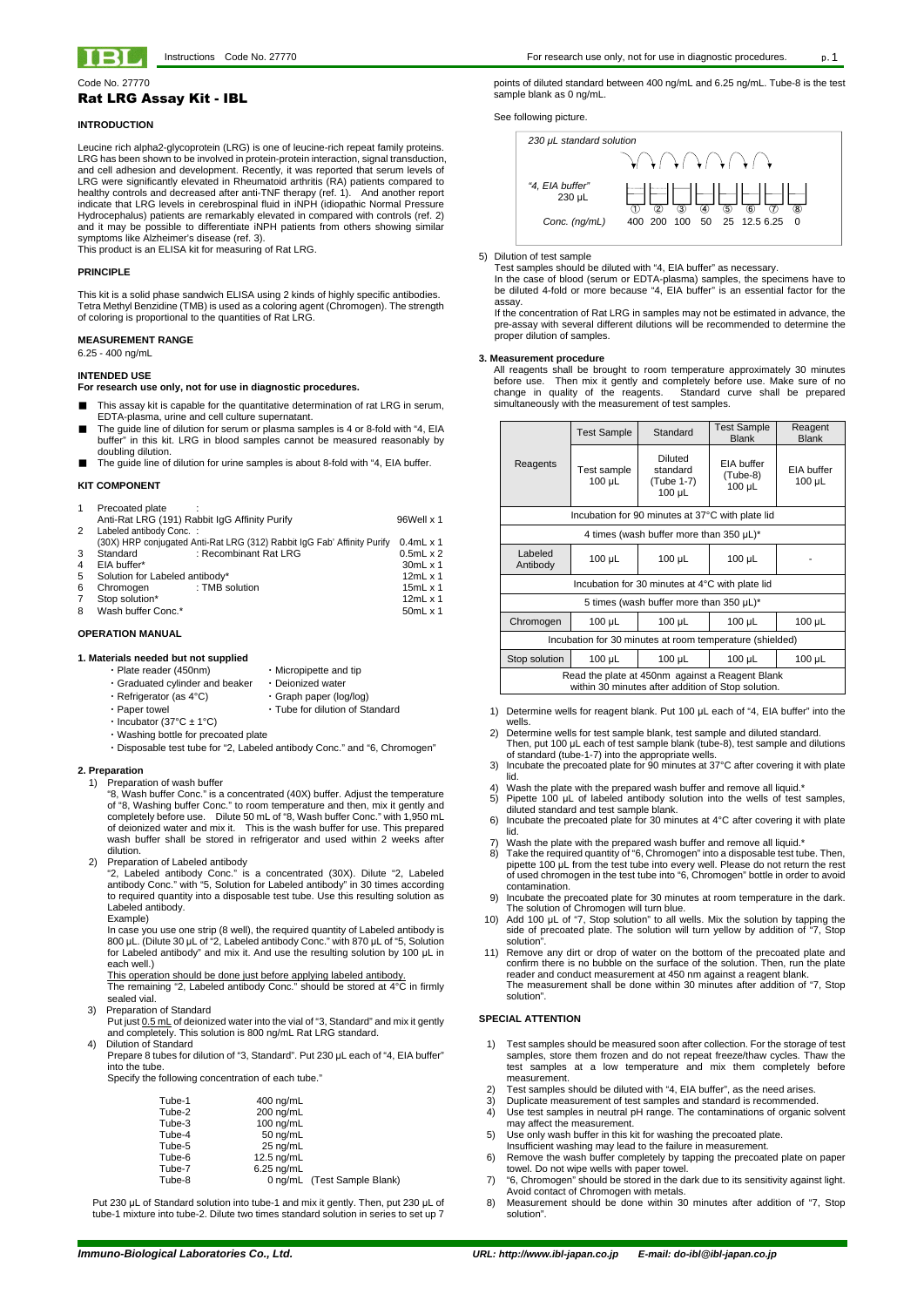Code No. 27770

# Rat LRG Assay Kit - IBL

## INTRODUCTION

Leucine rich alpha2-glycoprotein (LRG) is one of leucine-rich repeat family proteins. LRG has been shown to be involved in protein-protein interaction, signal transduction, and cell adhesion and development. Recently, it was reported that serum levels of LRG were significantly elevated in Rheumatoid arthritis (RA) patients compared to healthy controls and decreased after anti-TNF therapy (ref. 1). And another report indicate that LRG levels in cerebrospinal fluid in iNPH (idiopathic Normal Pressure Hydrocephalus) patients are remarkably elevated in compared with controls (ref. 2) and it may be possible to differentiate iNPH patients from others showing similar symptoms like Alzheimer's disease (ref. 3).
This product is an ELISA kit for measuring of Rat LRG.

## PRINCIPLE

This kit is a solid phase sandwich ELISA using 2 kinds of highly specific antibodies. Tetra Methyl Benzidine (TMB) is used as a coloring agent (Chromogen). The strength of coloring is proportional to the quantities of Rat LRG.

## MEASUREMENT RANGE

6.25 - 400 ng/mL

## INTENDED USE

**For research use only, not for use in diagnostic procedures.**

- This assay kit is capable for the quantitative determination of rat LRG in serum, EDTA-plasma, urine and cell culture supernatant.
- The guide line of dilution for serum or plasma samples is 4 or 8-fold with "4, EIA buffer" in this kit. LRG in blood samples cannot be measured reasonably by doubling dilution.
- The guide line of dilution for urine samples is about 8-fold with "4, EIA buffer.

## KIT COMPONENT

| | | | |
|---|---|---|---|
| 1 | Precoated plate : Anti-Rat LRG (191) Rabbit IgG Affinity Purify | | 96Well x 1 |
| 2 | Labeled antibody Conc. : (30X) HRP conjugated Anti-Rat LRG (312) Rabbit IgG Fab' Affinity Purify | | 0.4mL x 1 |
| 3 | Standard | : Recombinant Rat LRG | 0.5mL x 2 |
| 4 | EIA buffer* | | 30mL x 1 |
| 5 | Solution for Labeled antibody* | | 12mL x 1 |
| 6 | Chromogen | : TMB solution | 15mL x 1 |
| 7 | Stop solution* | | 12mL x 1 |
| 8 | Wash buffer Conc.* | | 50mL x 1 |

## OPERATION MANUAL

### 1. Materials needed but not supplied

- Plate reader (450nm)
- Micropipette and tip
- Graduated cylinder and beaker
- Deionized water
- Refrigerator (as 4°C)
- Graph paper (log/log)
- Paper towel
- Tube for dilution of Standard
- Incubator (37°C ± 1°C)
- Washing bottle for precoated plate
- Disposable test tube for "2, Labeled antibody Conc." and "6, Chromogen"

### 2. Preparation

1) Preparation of wash buffer
"8, Wash buffer Conc." is a concentrated (40X) buffer. Adjust the temperature of "8, Washing buffer Conc." to room temperature and then, mix it gently and completely before use. Dilute 50 mL of "8, Wash buffer Conc." with 1,950 mL of deionized water and mix it. This is the wash buffer for use. This prepared wash buffer shall be stored in refrigerator and used within 2 weeks after dilution.

2) Preparation of Labeled antibody
"2, Labeled antibody Conc." is a concentrated (30X). Dilute "2, Labeled antibody Conc." with "5, Solution for Labeled antibody" in 30 times according to required quantity into a disposable test tube. Use this resulting solution as Labeled antibody.
Example)
In case you use one strip (8 well), the required quantity of Labeled antibody is 800 µL. (Dilute 30 µL of "2, Labeled antibody Conc." with 870 µL of "5, Solution for Labeled antibody" and mix it. And use the resulting solution by 100 µL in each well.)
<u>This operation should be done just before applying labeled antibody.</u>
The remaining "2, Labeled antibody Conc." should be stored at 4°C in firmly sealed vial.

3) Preparation of Standard
Put just <u>0.5 mL</u> of deionized water into the vial of "3, Standard" and mix it gently and completely. This solution is 800 ng/mL Rat LRG standard.

4) Dilution of Standard
Prepare 8 tubes for dilution of "3, Standard". Put 230 µL each of "4, EIA buffer" into the tube.
Specify the following concentration of each tube."

| | |
|---|---|
| Tube-1 | 400 ng/mL |
| Tube-2 | 200 ng/mL |
| Tube-3 | 100 ng/mL |
| Tube-4 | 50 ng/mL |
| Tube-5 | 25 ng/mL |
| Tube-6 | 12.5 ng/mL |
| Tube-7 | 6.25 ng/mL |
| Tube-8 | 0 ng/mL (Test Sample Blank) |

Put 230 µL of Standard solution into tube-1 and mix it gently. Then, put 230 µL of tube-1 mixture into tube-2. Dilute two times standard solution in series to set up 7 points of diluted standard between 400 ng/mL and 6.25 ng/mL. Tube-8 is the test sample blank as 0 ng/mL.

See following picture.

230 µL standard solution

| | ① | ② | ③ | ④ | ⑤ | ⑥ | ⑦ | ⑧ |
|---|---|---|---|---|---|---|---|---|
| "4, EIA buffer" 230 µL | | | | | | | | |
| Conc. (ng/mL) | 400 | 200 | 100 | 50 | 25 | 12.5 | 6.25 | 0 |

5) Dilution of test sample
Test samples should be diluted with "4, EIA buffer" as necessary.
In the case of blood (serum or EDTA-plasma) samples, the specimens have to be diluted 4-fold or more because "4, EIA buffer" is an essential factor for the assay.
If the concentration of Rat LRG in samples may not be estimated in advance, the pre-assay with several different dilutions will be recommended to determine the proper dilution of samples.

### 3. Measurement procedure

All reagents shall be brought to room temperature approximately 30 minutes before use. Then mix it gently and completely before use. Make sure of no change in quality of the reagents. Standard curve shall be prepared simultaneously with the measurement of test samples.

| | Test Sample | Standard | Test Sample Blank | Reagent Blank |
|---|---|---|---|---|
| Reagents | Test sample 100 µL | Diluted standard (Tube 1-7) 100 µL | EIA buffer (Tube-8) 100 µL | EIA buffer 100 µL |
| Incubation for 90 minutes at 37°C with plate lid | | | | |
| 4 times (wash buffer more than 350 µL)* | | | | |
| Labeled Antibody | 100 µL | 100 µL | 100 µL | - |
| Incubation for 30 minutes at 4°C with plate lid | | | | |
| 5 times (wash buffer more than 350 µL)* | | | | |
| Chromogen | 100 µL | 100 µL | 100 µL | 100 µL |
| Incubation for 30 minutes at room temperature (shielded) | | | | |
| Stop solution | 100 µL | 100 µL | 100 µL | 100 µL |
| Read the plate at 450nm against a Reagent Blank within 30 minutes after addition of Stop solution. | | | | |

1) Determine wells for reagent blank. Put 100 µL each of "4, EIA buffer" into the wells.
2) Determine wells for test sample blank, test sample and diluted standard. Then, put 100 µL each of test sample blank (tube-8), test sample and dilutions of standard (tube-1-7) into the appropriate wells.
3) Incubate the precoated plate for 90 minutes at 37°C after covering it with plate lid.
4) Wash the plate with the prepared wash buffer and remove all liquid.*
5) Pipette 100 µL of labeled antibody solution into the wells of test samples, diluted standard and test sample blank.
6) Incubate the precoated plate for 30 minutes at 4°C after covering it with plate lid.
7) Wash the plate with the prepared wash buffer and remove all liquid.*
8) Take the required quantity of "6, Chromogen" into a disposable test tube. Then, pipette 100 µL from the test tube into every well. Please do not return the rest of used chromogen in the test tube into "6, Chromogen" bottle in order to avoid contamination.
9) Incubate the precoated plate for 30 minutes at room temperature in the dark. The solution of Chromogen will turn blue.
10) Add 100 µL of "7, Stop solution" to all wells. Mix the solution by tapping the side of precoated plate. The solution will turn yellow by addition of "7, Stop solution".
11) Remove any dirt or drop of water on the bottom of the precoated plate and confirm there is no bubble on the surface of the solution. Then, run the plate reader and conduct measurement at 450 nm against a reagent blank.
The measurement shall be done within 30 minutes after addition of "7, Stop solution".

## SPECIAL ATTENTION

1) Test samples should be measured soon after collection. For the storage of test samples, store them frozen and do not repeat freeze/thaw cycles. Thaw the test samples at a low temperature and mix them completely before measurement.
2) Test samples should be diluted with "4, EIA buffer", as the need arises.
3) Duplicate measurement of test samples and standard is recommended.
4) Use test samples in neutral pH range. The contaminations of organic solvent may affect the measurement.
5) Use only wash buffer in this kit for washing the precoated plate. Insufficient washing may lead to the failure in measurement.
6) Remove the wash buffer completely by tapping the precoated plate on paper towel. Do not wipe wells with paper towel.
7) "6, Chromogen" should be stored in the dark due to its sensitivity against light. Avoid contact of Chromogen with metals.
8) Measurement should be done within 30 minutes after addition of "7, Stop solution".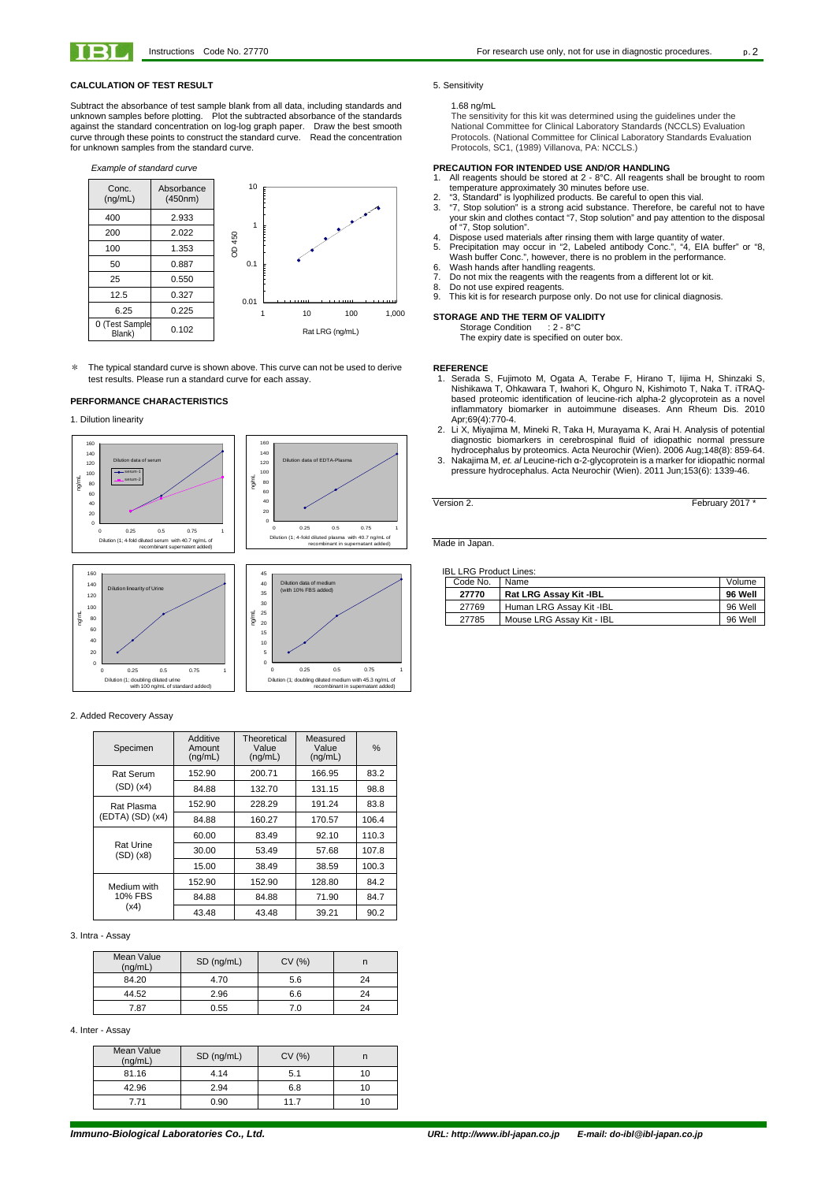## CALCULATION OF TEST RESULT

Subtract the absorbance of test sample blank from all data, including standards and unknown samples before plotting. Plot the subtracted absorbance of the standards against the standard concentration on log-log graph paper. Draw the best smooth curve through these points to construct the standard curve. Read the concentration for unknown samples from the standard curve.

*Example of standard curve*

| Conc. (ng/mL) | Absorbance (450nm) |
|---|---|
| 400 | 2.933 |
| 200 | 2.022 |
| 100 | 1.353 |
| 50 | 0.887 |
| 25 | 0.550 |
| 12.5 | 0.327 |
| 6.25 | 0.225 |
| 0 (Test Sample Blank) | 0.102 |

OD 450
10
1
0.1
0.01
1
10
100
1,000
Rat LRG (ng/mL)

＊ The typical standard curve is shown above. This curve can not be used to derive test results. Please run a standard curve for each assay.

## PERFORMANCE CHARACTERISTICS

### 1. Dilution linearity

Dilution data of serum
serum-1
serum-2
ng/mL
Dilution (1; 4-fold diluted serum with 40.7 ng/mL of recombinant supernatant added)

Dilution data of EDTA-Plasma
ng/mL
Dilution (1; 4-fold diluted plasma with 40.7 ng/mL of recombinant in supernatant added)

Dilution linearity of Urine
ng/mL
Dilution (1; doubling diluted urine with 100 ng/mL of standard added)

Dilution data of medium (with 10% FBS added)
ng/mL
Dilution (1; doubling diluted medium with 45.3 ng/mL of recombinant in supernatant added)

### 2. Added Recovery Assay

| Specimen | Additive Amount (ng/mL) | Theoretical Value (ng/mL) | Measured Value (ng/mL) | % |
|---|---|---|---|---|
| Rat Serum (SD) (x4) | 152.90 | 200.71 | 166.95 | 83.2 |
| | 84.88 | 132.70 | 131.15 | 98.8 |
| Rat Plasma (EDTA) (SD) (x4) | 152.90 | 228.29 | 191.24 | 83.8 |
| | 84.88 | 160.27 | 170.57 | 106.4 |
| Rat Urine (SD) (x8) | 60.00 | 83.49 | 92.10 | 110.3 |
| | 30.00 | 53.49 | 57.68 | 107.8 |
| | 15.00 | 38.49 | 38.59 | 100.3 |
| Medium with 10% FBS (x4) | 152.90 | 152.90 | 128.80 | 84.2 |
| | 84.88 | 84.88 | 71.90 | 84.7 |
| | 43.48 | 43.48 | 39.21 | 90.2 |

### 3. Intra - Assay

| Mean Value (ng/mL) | SD (ng/mL) | CV (%) | n |
|---|---|---|---|
| 84.20 | 4.70 | 5.6 | 24 |
| 44.52 | 2.96 | 6.6 | 24 |
| 7.87 | 0.55 | 7.0 | 24 |

### 4. Inter - Assay

| Mean Value (ng/mL) | SD (ng/mL) | CV (%) | n |
|---|---|---|---|
| 81.16 | 4.14 | 5.1 | 10 |
| 42.96 | 2.94 | 6.8 | 10 |
| 7.71 | 0.90 | 11.7 | 10 |

### 5. Sensitivity

1.68 ng/mL

The sensitivity for this kit was determined using the guidelines under the National Committee for Clinical Laboratory Standards (NCCLS) Evaluation Protocols. (National Committee for Clinical Laboratory Standards Evaluation Protocols, SC1, (1989) Villanova, PA: NCCLS.)

## PRECAUTION FOR INTENDED USE AND/OR HANDLING

1. All reagents should be stored at 2 - 8°C. All reagents shall be brought to room temperature approximately 30 minutes before use.
2. "3, Standard" is lyophilized products. Be careful to open this vial.
3. "7, Stop solution" is a strong acid substance. Therefore, be careful not to have your skin and clothes contact "7, Stop solution" and pay attention to the disposal of "7, Stop solution".
4. Dispose used materials after rinsing them with large quantity of water.
5. Precipitation may occur in "2, Labeled antibody Conc.", "4, EIA buffer" or "8, Wash buffer Conc.", however, there is no problem in the performance.
6. Wash hands after handling reagents.
7. Do not mix the reagents with the reagents from a different lot or kit.
8. Do not use expired reagents.
9. This kit is for research purpose only. Do not use for clinical diagnosis.

## STORAGE AND THE TERM OF VALIDITY

Storage Condition : 2 - 8°C
The expiry date is specified on outer box.

## REFERENCE

1. Serada S, Fujimoto M, Ogata A, Terabe F, Hirano T, Iijima H, Shinzaki S, Nishikawa T, Ohkawara T, Iwahori K, Ohguro N, Kishimoto T, Naka T. iTRAQ-based proteomic identification of leucine-rich alpha-2 glycoprotein as a novel inflammatory biomarker in autoimmune diseases. Ann Rheum Dis. 2010 Apr;69(4):770-4.
2. Li X, Miyajima M, Mineki R, Taka H, Murayama K, Arai H. Analysis of potential diagnostic biomarkers in cerebrospinal fluid of idiopathic normal pressure hydrocephalus by proteomics. Acta Neurochir (Wien). 2006 Aug;148(8): 859-64.
3. Nakajima M, *et. al* Leucine-rich α-2-glycoprotein is a marker for idiopathic normal pressure hydrocephalus. Acta Neurochir (Wien). 2011 Jun;153(6): 1339-46.

Version 2. February 2017 *

Made in Japan.

IBL LRG Product Lines:

| Code No. | Name | Volume |
|---|---|---|
| **27770** | **Rat LRG Assay Kit -IBL** | **96 Well** |
| 27769 | Human LRG Assay Kit -IBL | 96 Well |
| 27785 | Mouse LRG Assay Kit - IBL | 96 Well |

*Immuno-Biological Laboratories Co., Ltd.* *URL: http://www.ibl-japan.co.jp* *E-mail: do-ibl@ibl-japan.co.jp*